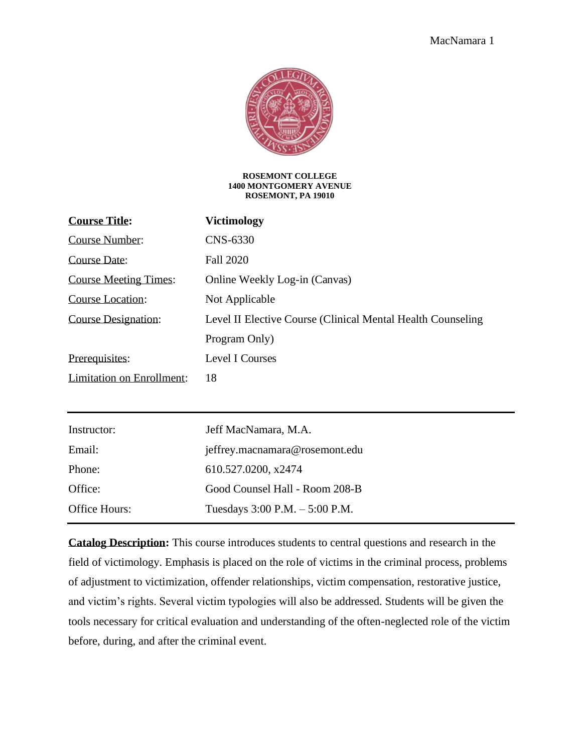**ROSEMONT COLLEGE**
**1400 MONTGOMERY AVENUE**
**ROSEMONT, PA 19010**

| | |
|---|---|
| **Course Title:** | **Victimology** |
| Course Number: | CNS-6330 |
| Course Date: | Fall 2020 |
| Course Meeting Times: | Online Weekly Log-in (Canvas) |
| Course Location: | Not Applicable |
| Course Designation: | Level II Elective Course (Clinical Mental Health Counseling Program Only) |
| Prerequisites: | Level I Courses |
| Limitation on Enrollment: | 18 |

---

| | |
|---|---|
| Instructor: | Jeff MacNamara, M.A. |
| Email: | jeffrey.macnamara@rosemont.edu |
| Phone: | 610.527.0200, x2474 |
| Office: | Good Counsel Hall - Room 208-B |
| Office Hours: | Tuesdays 3:00 P.M. – 5:00 P.M. |

---

**Catalog Description:** This course introduces students to central questions and research in the field of victimology. Emphasis is placed on the role of victims in the criminal process, problems of adjustment to victimization, offender relationships, victim compensation, restorative justice, and victim's rights. Several victim typologies will also be addressed. Students will be given the tools necessary for critical evaluation and understanding of the often-neglected role of the victim before, during, and after the criminal event.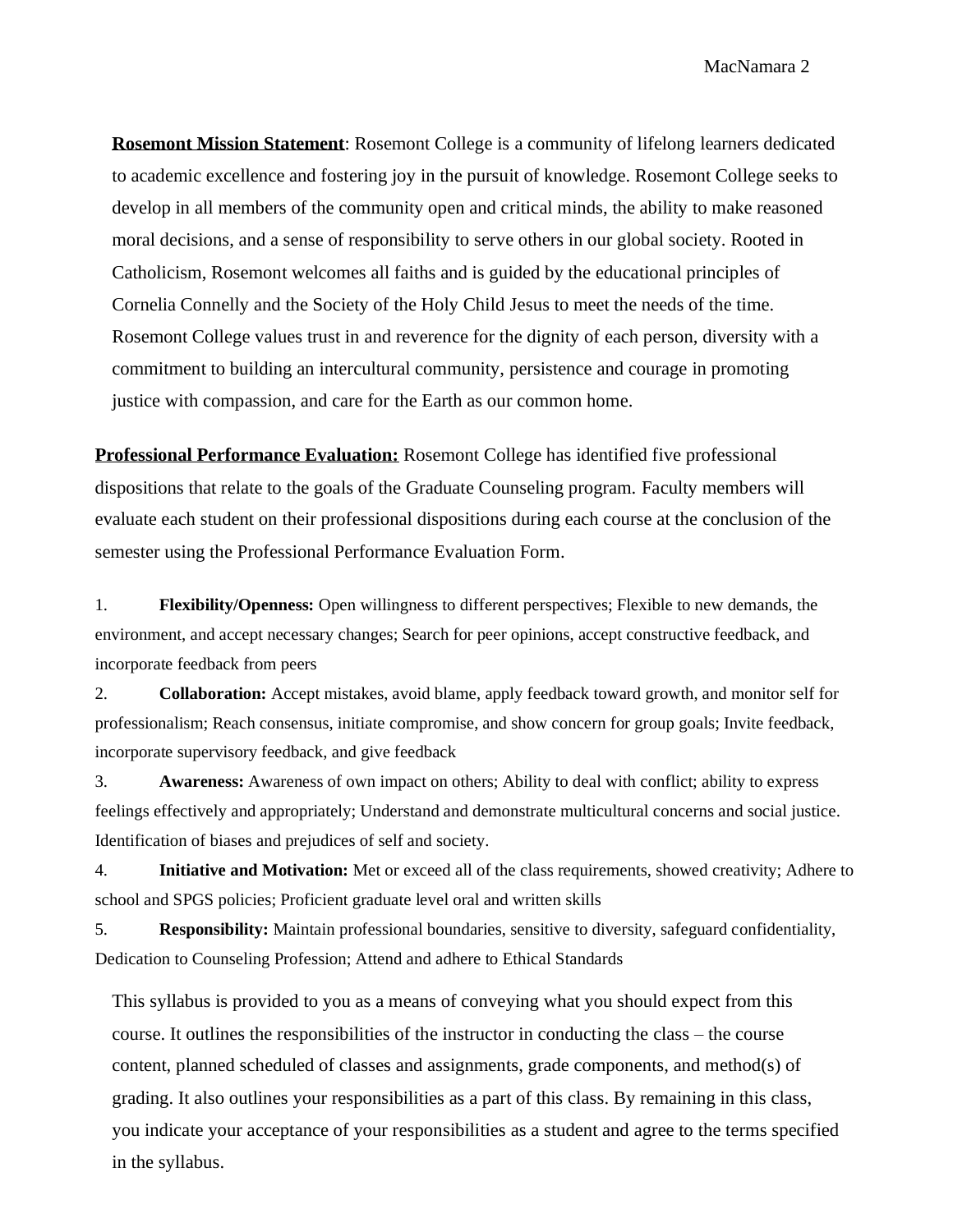**Rosemont Mission Statement**: Rosemont College is a community of lifelong learners dedicated to academic excellence and fostering joy in the pursuit of knowledge. Rosemont College seeks to develop in all members of the community open and critical minds, the ability to make reasoned moral decisions, and a sense of responsibility to serve others in our global society. Rooted in Catholicism, Rosemont welcomes all faiths and is guided by the educational principles of Cornelia Connelly and the Society of the Holy Child Jesus to meet the needs of the time. Rosemont College values trust in and reverence for the dignity of each person, diversity with a commitment to building an intercultural community, persistence and courage in promoting justice with compassion, and care for the Earth as our common home.

**Professional Performance Evaluation:** Rosemont College has identified five professional dispositions that relate to the goals of the Graduate Counseling program. Faculty members will evaluate each student on their professional dispositions during each course at the conclusion of the semester using the Professional Performance Evaluation Form.

1. **Flexibility/Openness:** Open willingness to different perspectives; Flexible to new demands, the environment, and accept necessary changes; Search for peer opinions, accept constructive feedback, and incorporate feedback from peers
2. **Collaboration:** Accept mistakes, avoid blame, apply feedback toward growth, and monitor self for professionalism; Reach consensus, initiate compromise, and show concern for group goals; Invite feedback, incorporate supervisory feedback, and give feedback
3. **Awareness:** Awareness of own impact on others; Ability to deal with conflict; ability to express feelings effectively and appropriately; Understand and demonstrate multicultural concerns and social justice. Identification of biases and prejudices of self and society.
4. **Initiative and Motivation:** Met or exceed all of the class requirements, showed creativity; Adhere to school and SPGS policies; Proficient graduate level oral and written skills
5. **Responsibility:** Maintain professional boundaries, sensitive to diversity, safeguard confidentiality, Dedication to Counseling Profession; Attend and adhere to Ethical Standards

This syllabus is provided to you as a means of conveying what you should expect from this course. It outlines the responsibilities of the instructor in conducting the class – the course content, planned scheduled of classes and assignments, grade components, and method(s) of grading. It also outlines your responsibilities as a part of this class. By remaining in this class, you indicate your acceptance of your responsibilities as a student and agree to the terms specified in the syllabus.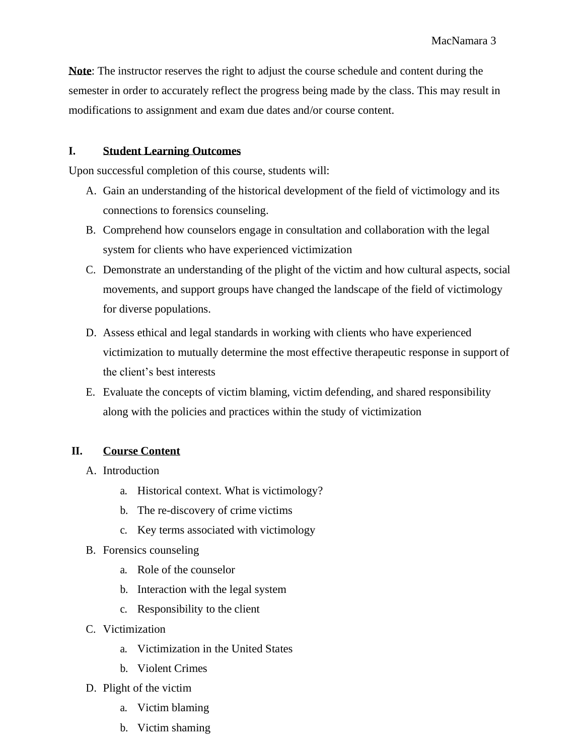**Note**: The instructor reserves the right to adjust the course schedule and content during the semester in order to accurately reflect the progress being made by the class. This may result in modifications to assignment and exam due dates and/or course content.

## I. Student Learning Outcomes

Upon successful completion of this course, students will:

A. Gain an understanding of the historical development of the field of victimology and its connections to forensics counseling.
B. Comprehend how counselors engage in consultation and collaboration with the legal system for clients who have experienced victimization
C. Demonstrate an understanding of the plight of the victim and how cultural aspects, social movements, and support groups have changed the landscape of the field of victimology for diverse populations.
D. Assess ethical and legal standards in working with clients who have experienced victimization to mutually determine the most effective therapeutic response in support of the client's best interests
E. Evaluate the concepts of victim blaming, victim defending, and shared responsibility along with the policies and practices within the study of victimization

## II. Course Content

A. Introduction
   a. Historical context. What is victimology?
   b. The re-discovery of crime victims
   c. Key terms associated with victimology
B. Forensics counseling
   a. Role of the counselor
   b. Interaction with the legal system
   c. Responsibility to the client
C. Victimization
   a. Victimization in the United States
   b. Violent Crimes
D. Plight of the victim
   a. Victim blaming
   b. Victim shaming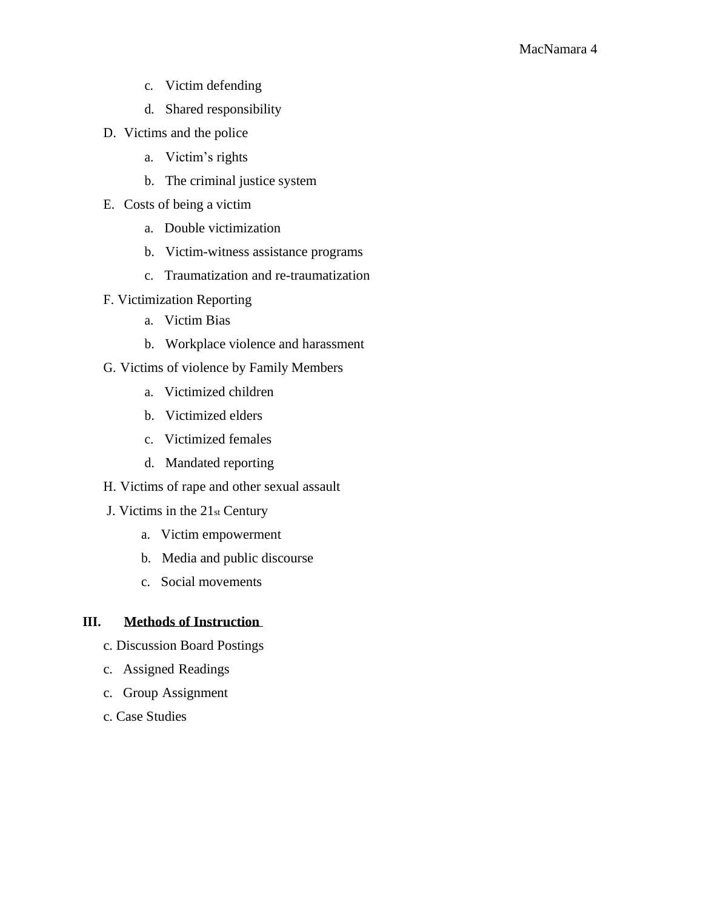c. Victim defending
   d. Shared responsibility

D. Victims and the police
   a. Victim's rights
   b. The criminal justice system

E. Costs of being a victim
   a. Double victimization
   b. Victim-witness assistance programs
   c. Traumatization and re-traumatization

F. Victimization Reporting
   a. Victim Bias
   b. Workplace violence and harassment

G. Victims of violence by Family Members
   a. Victimized children
   b. Victimized elders
   c. Victimized females
   d. Mandated reporting

H. Victims of rape and other sexual assault

J. Victims in the 21st Century
   a. Victim empowerment
   b. Media and public discourse
   c. Social movements

## III. Methods of Instruction

c. Discussion Board Postings

c. Assigned Readings

c. Group Assignment

c. Case Studies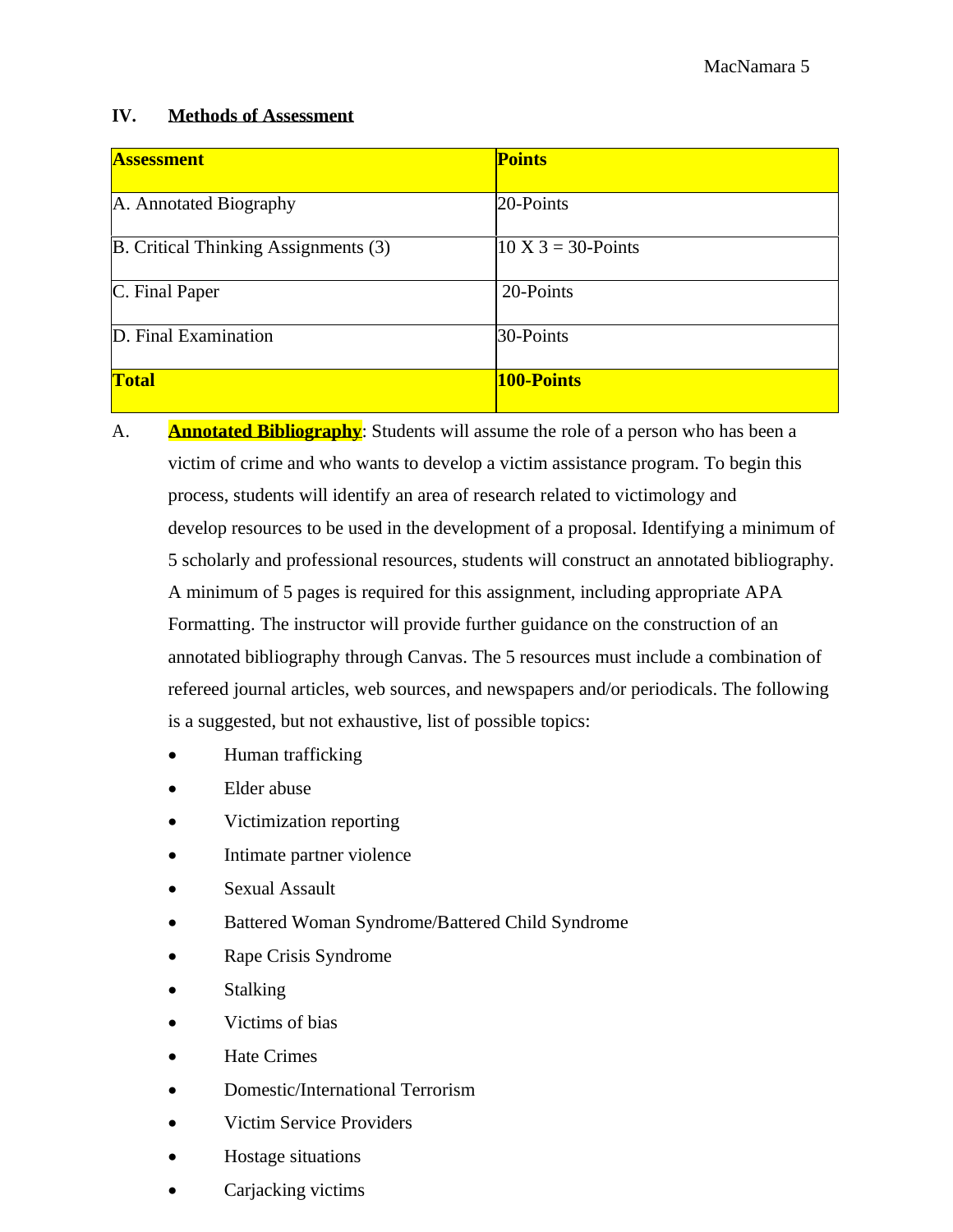## IV. Methods of Assessment

| **Assessment** | **Points** |
|---|---|
| A. Annotated Biography | 20-Points |
| B. Critical Thinking Assignments (3) | 10 X 3 = 30-Points |
| C. Final Paper | 20-Points |
| D. Final Examination | 30-Points |
| **Total** | **100-Points** |

A. **Annotated Bibliography**: Students will assume the role of a person who has been a victim of crime and who wants to develop a victim assistance program. To begin this process, students will identify an area of research related to victimology and develop resources to be used in the development of a proposal. Identifying a minimum of 5 scholarly and professional resources, students will construct an annotated bibliography. A minimum of 5 pages is required for this assignment, including appropriate APA Formatting. The instructor will provide further guidance on the construction of an annotated bibliography through Canvas. The 5 resources must include a combination of refereed journal articles, web sources, and newspapers and/or periodicals. The following is a suggested, but not exhaustive, list of possible topics:

- Human trafficking
- Elder abuse
- Victimization reporting
- Intimate partner violence
- Sexual Assault
- Battered Woman Syndrome/Battered Child Syndrome
- Rape Crisis Syndrome
- Stalking
- Victims of bias
- Hate Crimes
- Domestic/International Terrorism
- Victim Service Providers
- Hostage situations
- Carjacking victims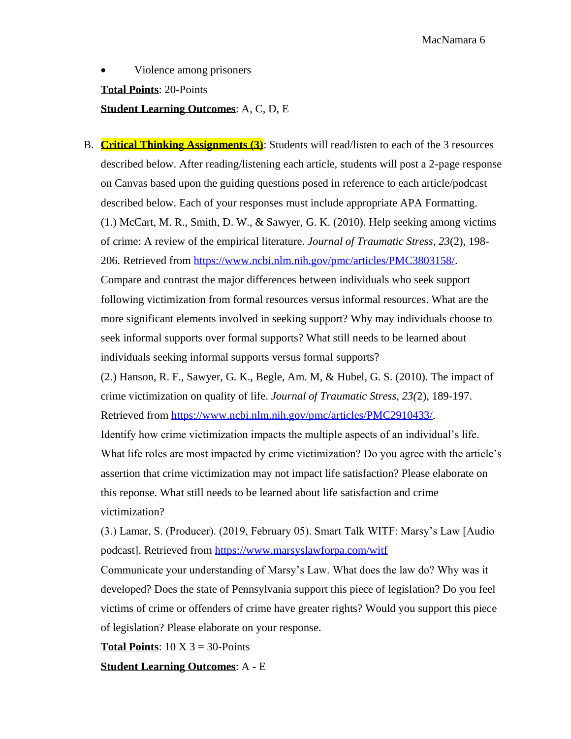- Violence among prisoners

**Total Points**: 20-Points

**Student Learning Outcomes**: A, C, D, E

B. **Critical Thinking Assignments (3)**: Students will read/listen to each of the 3 resources described below. After reading/listening each article, students will post a 2-page response on Canvas based upon the guiding questions posed in reference to each article/podcast described below. Each of your responses must include appropriate APA Formatting.

(1.) McCart, M. R., Smith, D. W., & Sawyer, G. K. (2010). Help seeking among victims of crime: A review of the empirical literature. *Journal of Traumatic Stress*, *23*(2), 198-206. Retrieved from https://www.ncbi.nlm.nih.gov/pmc/articles/PMC3803158/.

Compare and contrast the major differences between individuals who seek support following victimization from formal resources versus informal resources. What are the more significant elements involved in seeking support? Why may individuals choose to seek informal supports over formal supports? What still needs to be learned about individuals seeking informal supports versus formal supports?

(2.) Hanson, R. F., Sawyer, G. K., Begle, Am. M, & Hubel, G. S. (2010). The impact of crime victimization on quality of life. *Journal of Traumatic Stress*, *23(*2), 189-197. Retrieved from https://www.ncbi.nlm.nih.gov/pmc/articles/PMC2910433/.

Identify how crime victimization impacts the multiple aspects of an individual's life. What life roles are most impacted by crime victimization? Do you agree with the article's assertion that crime victimization may not impact life satisfaction? Please elaborate on this reponse. What still needs to be learned about life satisfaction and crime victimization?

(3.) Lamar, S. (Producer). (2019, February 05). Smart Talk WITF: Marsy's Law [Audio podcast]. Retrieved from https://www.marsyslawforpa.com/witf

Communicate your understanding of Marsy's Law. What does the law do? Why was it developed? Does the state of Pennsylvania support this piece of legislation? Do you feel victims of crime or offenders of crime have greater rights? Would you support this piece of legislation? Please elaborate on your response.

**Total Points**: 10 X 3 = 30-Points

**Student Learning Outcomes**: A - E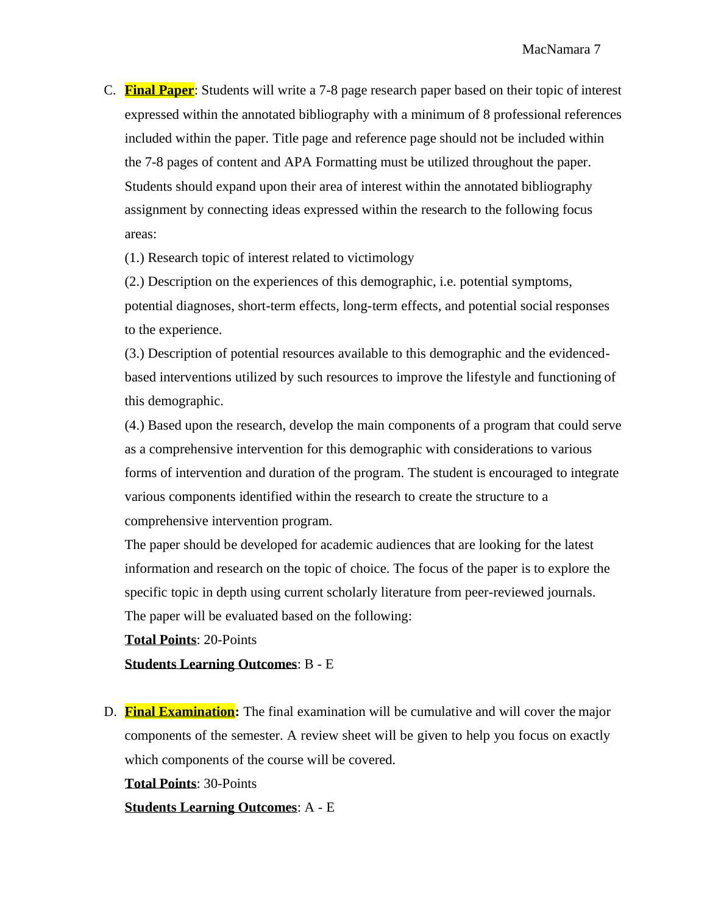C. **Final Paper**: Students will write a 7-8 page research paper based on their topic of interest expressed within the annotated bibliography with a minimum of 8 professional references included within the paper. Title page and reference page should not be included within the 7-8 pages of content and APA Formatting must be utilized throughout the paper. Students should expand upon their area of interest within the annotated bibliography assignment by connecting ideas expressed within the research to the following focus areas:

   (1.) Research topic of interest related to victimology

   (2.) Description on the experiences of this demographic, i.e. potential symptoms, potential diagnoses, short-term effects, long-term effects, and potential social responses to the experience.

   (3.) Description of potential resources available to this demographic and the evidenced-based interventions utilized by such resources to improve the lifestyle and functioning of this demographic.

   (4.) Based upon the research, develop the main components of a program that could serve as a comprehensive intervention for this demographic with considerations to various forms of intervention and duration of the program. The student is encouraged to integrate various components identified within the research to create the structure to a comprehensive intervention program.

   The paper should be developed for academic audiences that are looking for the latest information and research on the topic of choice. The focus of the paper is to explore the specific topic in depth using current scholarly literature from peer-reviewed journals. The paper will be evaluated based on the following:

   **Total Points**: 20-Points

   **Students Learning Outcomes**: B - E

D. **Final Examination:** The final examination will be cumulative and will cover the major components of the semester. A review sheet will be given to help you focus on exactly which components of the course will be covered.

   **Total Points**: 30-Points

   **Students Learning Outcomes**: A - E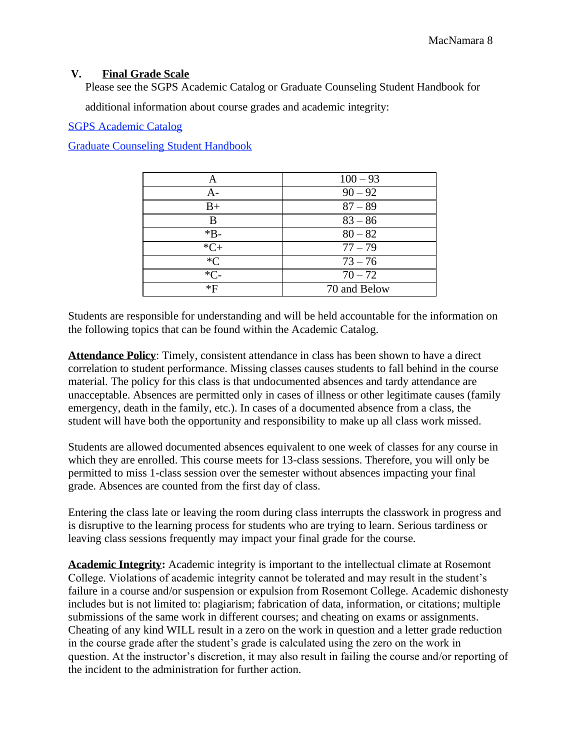## V. **Final Grade Scale**

Please see the SGPS Academic Catalog or Graduate Counseling Student Handbook for additional information about course grades and academic integrity:

[SGPS Academic Catalog]()

[Graduate Counseling Student Handbook]()

| A | 100 – 93 |
|---|---|
| A- | 90 – 92 |
| B+ | 87 – 89 |
| B | 83 – 86 |
| *B- | 80 – 82 |
| *C+ | 77 – 79 |
| *C | 73 – 76 |
| *C- | 70 – 72 |
| *F | 70 and Below |

Students are responsible for understanding and will be held accountable for the information on the following topics that can be found within the Academic Catalog.

**Attendance Policy**: Timely, consistent attendance in class has been shown to have a direct correlation to student performance. Missing classes causes students to fall behind in the course material. The policy for this class is that undocumented absences and tardy attendance are unacceptable. Absences are permitted only in cases of illness or other legitimate causes (family emergency, death in the family, etc.). In cases of a documented absence from a class, the student will have both the opportunity and responsibility to make up all class work missed.

Students are allowed documented absences equivalent to one week of classes for any course in which they are enrolled. This course meets for 13-class sessions. Therefore, you will only be permitted to miss 1-class session over the semester without absences impacting your final grade. Absences are counted from the first day of class.

Entering the class late or leaving the room during class interrupts the classwork in progress and is disruptive to the learning process for students who are trying to learn. Serious tardiness or leaving class sessions frequently may impact your final grade for the course.

**Academic Integrity:** Academic integrity is important to the intellectual climate at Rosemont College. Violations of academic integrity cannot be tolerated and may result in the student's failure in a course and/or suspension or expulsion from Rosemont College. Academic dishonesty includes but is not limited to: plagiarism; fabrication of data, information, or citations; multiple submissions of the same work in different courses; and cheating on exams or assignments. Cheating of any kind WILL result in a zero on the work in question and a letter grade reduction in the course grade after the student's grade is calculated using the zero on the work in question. At the instructor's discretion, it may also result in failing the course and/or reporting of the incident to the administration for further action.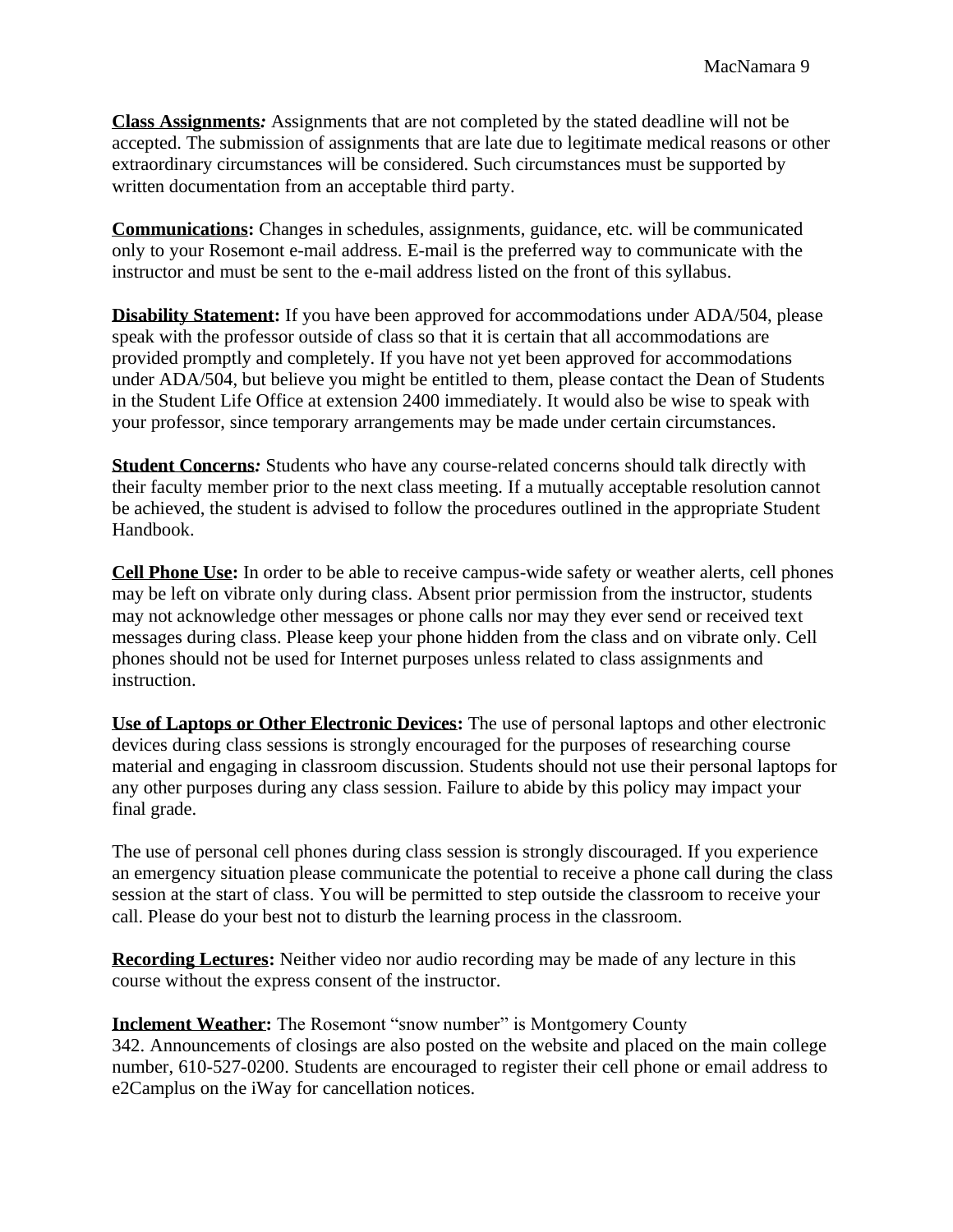**Class Assignments:** Assignments that are not completed by the stated deadline will not be accepted. The submission of assignments that are late due to legitimate medical reasons or other extraordinary circumstances will be considered. Such circumstances must be supported by written documentation from an acceptable third party.

**Communications:** Changes in schedules, assignments, guidance, etc. will be communicated only to your Rosemont e-mail address. E-mail is the preferred way to communicate with the instructor and must be sent to the e-mail address listed on the front of this syllabus.

**Disability Statement:** If you have been approved for accommodations under ADA/504, please speak with the professor outside of class so that it is certain that all accommodations are provided promptly and completely. If you have not yet been approved for accommodations under ADA/504, but believe you might be entitled to them, please contact the Dean of Students in the Student Life Office at extension 2400 immediately. It would also be wise to speak with your professor, since temporary arrangements may be made under certain circumstances.

**Student Concerns:** Students who have any course-related concerns should talk directly with their faculty member prior to the next class meeting. If a mutually acceptable resolution cannot be achieved, the student is advised to follow the procedures outlined in the appropriate Student Handbook.

**Cell Phone Use:** In order to be able to receive campus-wide safety or weather alerts, cell phones may be left on vibrate only during class. Absent prior permission from the instructor, students may not acknowledge other messages or phone calls nor may they ever send or received text messages during class. Please keep your phone hidden from the class and on vibrate only. Cell phones should not be used for Internet purposes unless related to class assignments and instruction.

**Use of Laptops or Other Electronic Devices:** The use of personal laptops and other electronic devices during class sessions is strongly encouraged for the purposes of researching course material and engaging in classroom discussion. Students should not use their personal laptops for any other purposes during any class session. Failure to abide by this policy may impact your final grade.

The use of personal cell phones during class session is strongly discouraged. If you experience an emergency situation please communicate the potential to receive a phone call during the class session at the start of class. You will be permitted to step outside the classroom to receive your call. Please do your best not to disturb the learning process in the classroom.

**Recording Lectures:** Neither video nor audio recording may be made of any lecture in this course without the express consent of the instructor.

**Inclement Weather:** The Rosemont "snow number" is Montgomery County 342. Announcements of closings are also posted on the website and placed on the main college number, 610-527-0200. Students are encouraged to register their cell phone or email address to e2Camplus on the iWay for cancellation notices.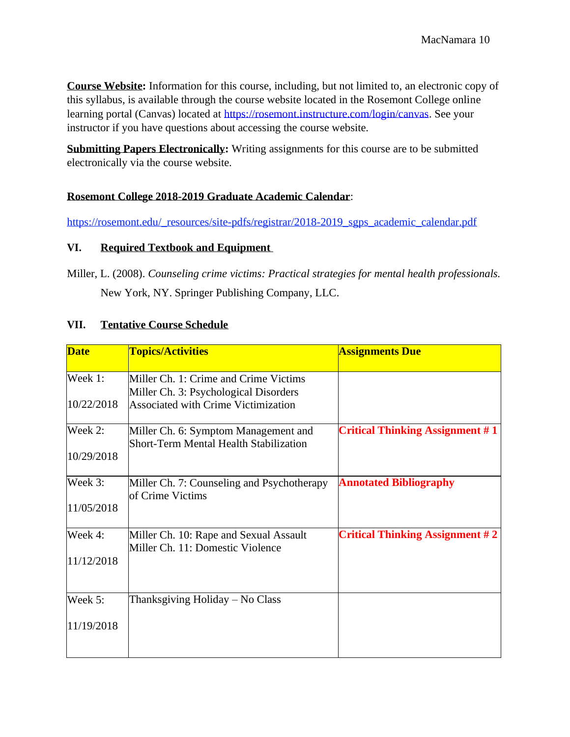**Course Website:** Information for this course, including, but not limited to, an electronic copy of this syllabus, is available through the course website located in the Rosemont College online learning portal (Canvas) located at https://rosemont.instructure.com/login/canvas. See your instructor if you have questions about accessing the course website.

**Submitting Papers Electronically:** Writing assignments for this course are to be submitted electronically via the course website.

**Rosemont College 2018-2019 Graduate Academic Calendar**:

https://rosemont.edu/_resources/site-pdfs/registrar/2018-2019_sgps_academic_calendar.pdf

## VI. Required Textbook and Equipment

Miller, L. (2008). *Counseling crime victims: Practical strategies for mental health professionals.* New York, NY. Springer Publishing Company, LLC.

## VII. Tentative Course Schedule

| Date | Topics/Activities | Assignments Due |
|---|---|---|
| Week 1: 10/22/2018 | Miller Ch. 1: Crime and Crime Victims<br>Miller Ch. 3: Psychological Disorders Associated with Crime Victimization | |
| Week 2: 10/29/2018 | Miller Ch. 6: Symptom Management and Short-Term Mental Health Stabilization | **Critical Thinking Assignment # 1** |
| Week 3: 11/05/2018 | Miller Ch. 7: Counseling and Psychotherapy of Crime Victims | **Annotated Bibliography** |
| Week 4: 11/12/2018 | Miller Ch. 10: Rape and Sexual Assault<br>Miller Ch. 11: Domestic Violence | **Critical Thinking Assignment # 2** |
| Week 5: 11/19/2018 | Thanksgiving Holiday – No Class | |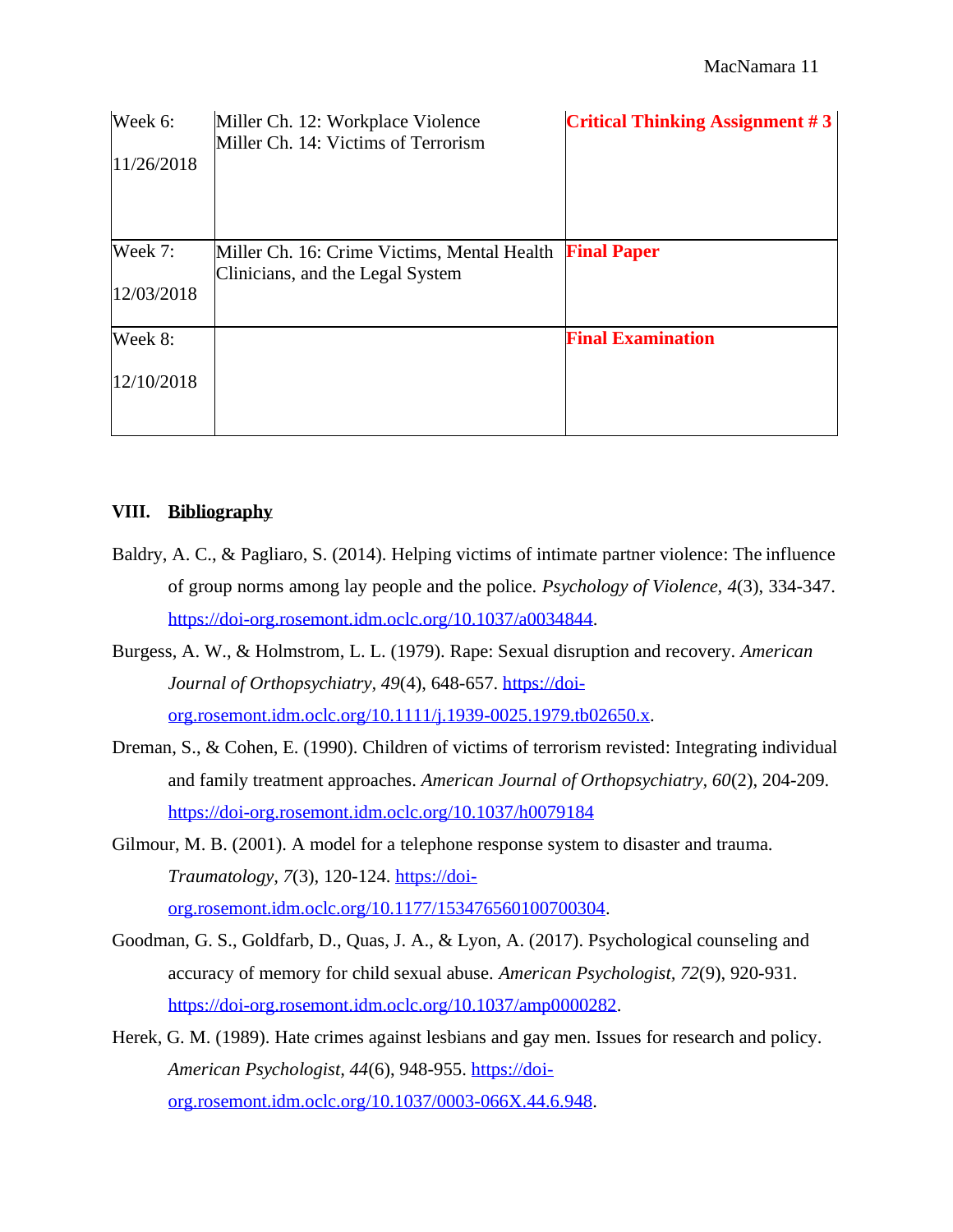| Week 6: 11/26/2018 | Miller Ch. 12: Workplace Violence Miller Ch. 14: Victims of Terrorism | **Critical Thinking Assignment # 3** |
|---|---|---|
| Week 7: 12/03/2018 | Miller Ch. 16: Crime Victims, Mental Health Clinicians, and the Legal System | **Final Paper** |
| Week 8: 12/10/2018 | | **Final Examination** |

## VIII. Bibliography

Baldry, A. C., & Pagliaro, S. (2014). Helping victims of intimate partner violence: The influence of group norms among lay people and the police. *Psychology of Violence, 4*(3), 334-347. https://doi-org.rosemont.idm.oclc.org/10.1037/a0034844.

Burgess, A. W., & Holmstrom, L. L. (1979). Rape: Sexual disruption and recovery. *American Journal of Orthopsychiatry, 49*(4), 648-657. https://doi-org.rosemont.idm.oclc.org/10.1111/j.1939-0025.1979.tb02650.x.

Dreman, S., & Cohen, E. (1990). Children of victims of terrorism revisted: Integrating individual and family treatment approaches. *American Journal of Orthopsychiatry*, *60*(2), 204-209. https://doi-org.rosemont.idm.oclc.org/10.1037/h0079184

Gilmour, M. B. (2001). A model for a telephone response system to disaster and trauma. *Traumatology, 7*(3), 120-124. https://doi-org.rosemont.idm.oclc.org/10.1177/153476560100700304.

Goodman, G. S., Goldfarb, D., Quas, J. A., & Lyon, A. (2017). Psychological counseling and accuracy of memory for child sexual abuse. *American Psychologist, 72*(9), 920-931. https://doi-org.rosemont.idm.oclc.org/10.1037/amp0000282.

Herek, G. M. (1989). Hate crimes against lesbians and gay men. Issues for research and policy. *American Psychologist, 44*(6), 948-955. https://doi-org.rosemont.idm.oclc.org/10.1037/0003-066X.44.6.948.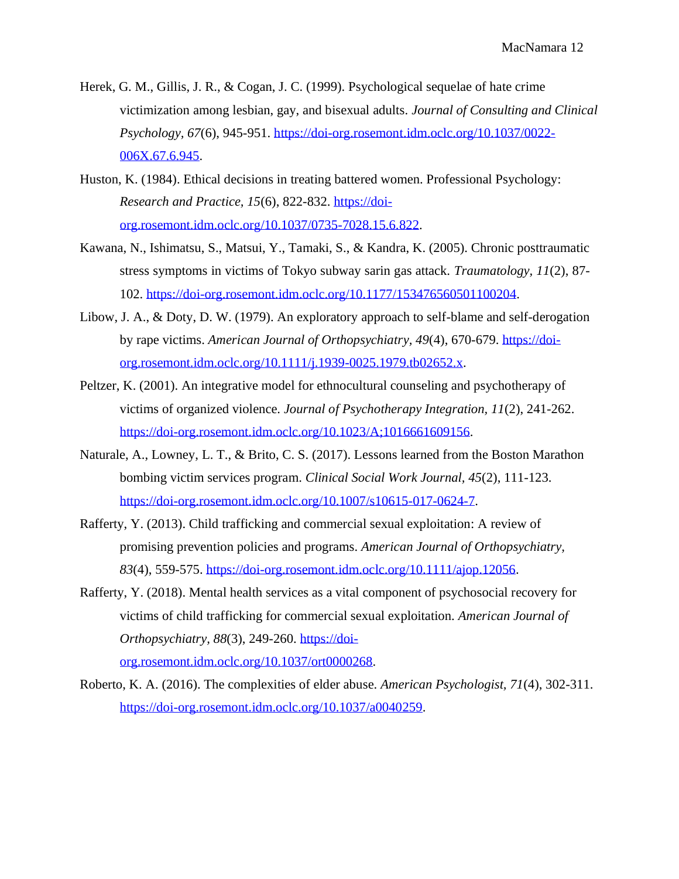Herek, G. M., Gillis, J. R., & Cogan, J. C. (1999). Psychological sequelae of hate crime victimization among lesbian, gay, and bisexual adults. *Journal of Consulting and Clinical Psychology, 67*(6), 945-951. https://doi-org.rosemont.idm.oclc.org/10.1037/0022-006X.67.6.945.

Huston, K. (1984). Ethical decisions in treating battered women. Professional Psychology: *Research and Practice, 15*(6), 822-832. https://doi-org.rosemont.idm.oclc.org/10.1037/0735-7028.15.6.822.

Kawana, N., Ishimatsu, S., Matsui, Y., Tamaki, S., & Kandra, K. (2005). Chronic posttraumatic stress symptoms in victims of Tokyo subway sarin gas attack. *Traumatology, 11*(2), 87-102. https://doi-org.rosemont.idm.oclc.org/10.1177/153476560501100204.

Libow, J. A., & Doty, D. W. (1979). An exploratory approach to self-blame and self-derogation by rape victims. *American Journal of Orthopsychiatry, 49*(4), 670-679. https://doi-org.rosemont.idm.oclc.org/10.1111/j.1939-0025.1979.tb02652.x.

Peltzer, K. (2001). An integrative model for ethnocultural counseling and psychotherapy of victims of organized violence. *Journal of Psychotherapy Integration, 11*(2), 241-262. https://doi-org.rosemont.idm.oclc.org/10.1023/A;1016661609156.

Naturale, A., Lowney, L. T., & Brito, C. S. (2017). Lessons learned from the Boston Marathon bombing victim services program. *Clinical Social Work Journal, 45*(2), 111-123. https://doi-org.rosemont.idm.oclc.org/10.1007/s10615-017-0624-7.

Rafferty, Y. (2013). Child trafficking and commercial sexual exploitation: A review of promising prevention policies and programs. *American Journal of Orthopsychiatry, 83*(4), 559-575. https://doi-org.rosemont.idm.oclc.org/10.1111/ajop.12056.

Rafferty, Y. (2018). Mental health services as a vital component of psychosocial recovery for victims of child trafficking for commercial sexual exploitation. *American Journal of Orthopsychiatry, 88*(3), 249-260. https://doi-org.rosemont.idm.oclc.org/10.1037/ort0000268.

Roberto, K. A. (2016). The complexities of elder abuse. *American Psychologist, 71*(4), 302-311. https://doi-org.rosemont.idm.oclc.org/10.1037/a0040259.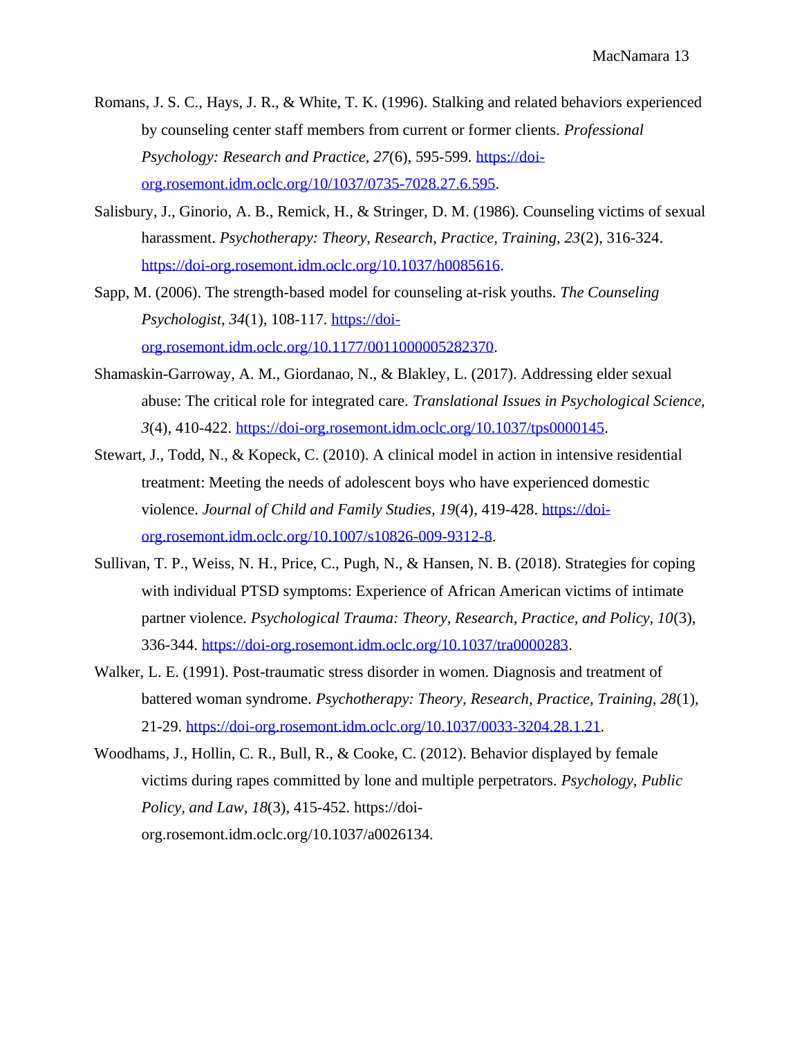Romans, J. S. C., Hays, J. R., & White, T. K. (1996). Stalking and related behaviors experienced by counseling center staff members from current or former clients. *Professional Psychology: Research and Practice, 27*(6), 595-599. https://doi-org.rosemont.idm.oclc.org/10/1037/0735-7028.27.6.595.

Salisbury, J., Ginorio, A. B., Remick, H., & Stringer, D. M. (1986). Counseling victims of sexual harassment. *Psychotherapy: Theory, Research, Practice, Training, 23*(2), 316-324. https://doi-org.rosemont.idm.oclc.org/10.1037/h0085616.

Sapp, M. (2006). The strength-based model for counseling at-risk youths. *The Counseling Psychologist, 34*(1), 108-117. https://doi-org.rosemont.idm.oclc.org/10.1177/0011000005282370.

Shamaskin-Garroway, A. M., Giordanao, N., & Blakley, L. (2017). Addressing elder sexual abuse: The critical role for integrated care. *Translational Issues in Psychological Science, 3*(4), 410-422. https://doi-org.rosemont.idm.oclc.org/10.1037/tps0000145.

Stewart, J., Todd, N., & Kopeck, C. (2010). A clinical model in action in intensive residential treatment: Meeting the needs of adolescent boys who have experienced domestic violence. *Journal of Child and Family Studies, 19*(4), 419-428. https://doi-org.rosemont.idm.oclc.org/10.1007/s10826-009-9312-8.

Sullivan, T. P., Weiss, N. H., Price, C., Pugh, N., & Hansen, N. B. (2018). Strategies for coping with individual PTSD symptoms: Experience of African American victims of intimate partner violence. *Psychological Trauma: Theory, Research, Practice, and Policy, 10*(3), 336-344. https://doi-org.rosemont.idm.oclc.org/10.1037/tra0000283.

Walker, L. E. (1991). Post-traumatic stress disorder in women. Diagnosis and treatment of battered woman syndrome. *Psychotherapy: Theory, Research, Practice, Training, 28*(1), 21-29. https://doi-org.rosemont.idm.oclc.org/10.1037/0033-3204.28.1.21.

Woodhams, J., Hollin, C. R., Bull, R., & Cooke, C. (2012). Behavior displayed by female victims during rapes committed by lone and multiple perpetrators. *Psychology, Public Policy, and Law, 18*(3), 415-452. https://doi-org.rosemont.idm.oclc.org/10.1037/a0026134.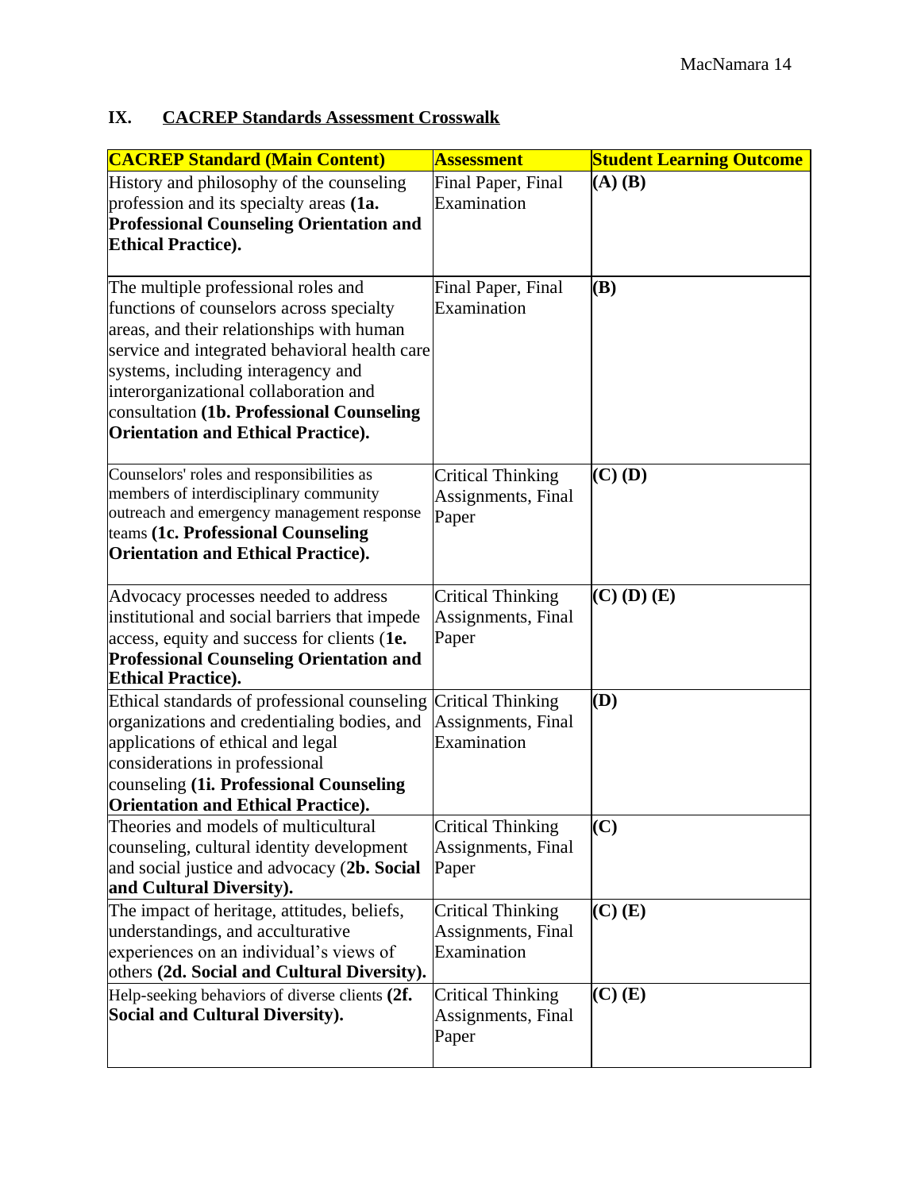## IX. CACREP Standards Assessment Crosswalk

| **CACREP Standard (Main Content)** | **Assessment** | **Student Learning Outcome** |
|---|---|---|
| History and philosophy of the counseling profession and its specialty areas **(1a. Professional Counseling Orientation and Ethical Practice).** | Final Paper, Final Examination | **(A) (B)** |
| The multiple professional roles and functions of counselors across specialty areas, and their relationships with human service and integrated behavioral health care systems, including interagency and interorganizational collaboration and consultation **(1b. Professional Counseling Orientation and Ethical Practice).** | Final Paper, Final Examination | **(B)** |
| Counselors' roles and responsibilities as members of interdisciplinary community outreach and emergency management response teams **(1c. Professional Counseling Orientation and Ethical Practice).** | Critical Thinking Assignments, Final Paper | **(C) (D)** |
| Advocacy processes needed to address institutional and social barriers that impede access, equity and success for clients (**1e. Professional Counseling Orientation and Ethical Practice).** | Critical Thinking Assignments, Final Paper | **(C) (D) (E)** |
| Ethical standards of professional counseling organizations and credentialing bodies, and applications of ethical and legal considerations in professional counseling **(1i. Professional Counseling Orientation and Ethical Practice).** | Critical Thinking Assignments, Final Examination | **(D)** |
| Theories and models of multicultural counseling, cultural identity development and social justice and advocacy (**2b. Social and Cultural Diversity).** | Critical Thinking Assignments, Final Paper | **(C)** |
| The impact of heritage, attitudes, beliefs, understandings, and acculturative experiences on an individual's views of others **(2d. Social and Cultural Diversity).** | Critical Thinking Assignments, Final Examination | **(C) (E)** |
| Help-seeking behaviors of diverse clients **(2f. Social and Cultural Diversity).** | Critical Thinking Assignments, Final Paper | **(C) (E)** |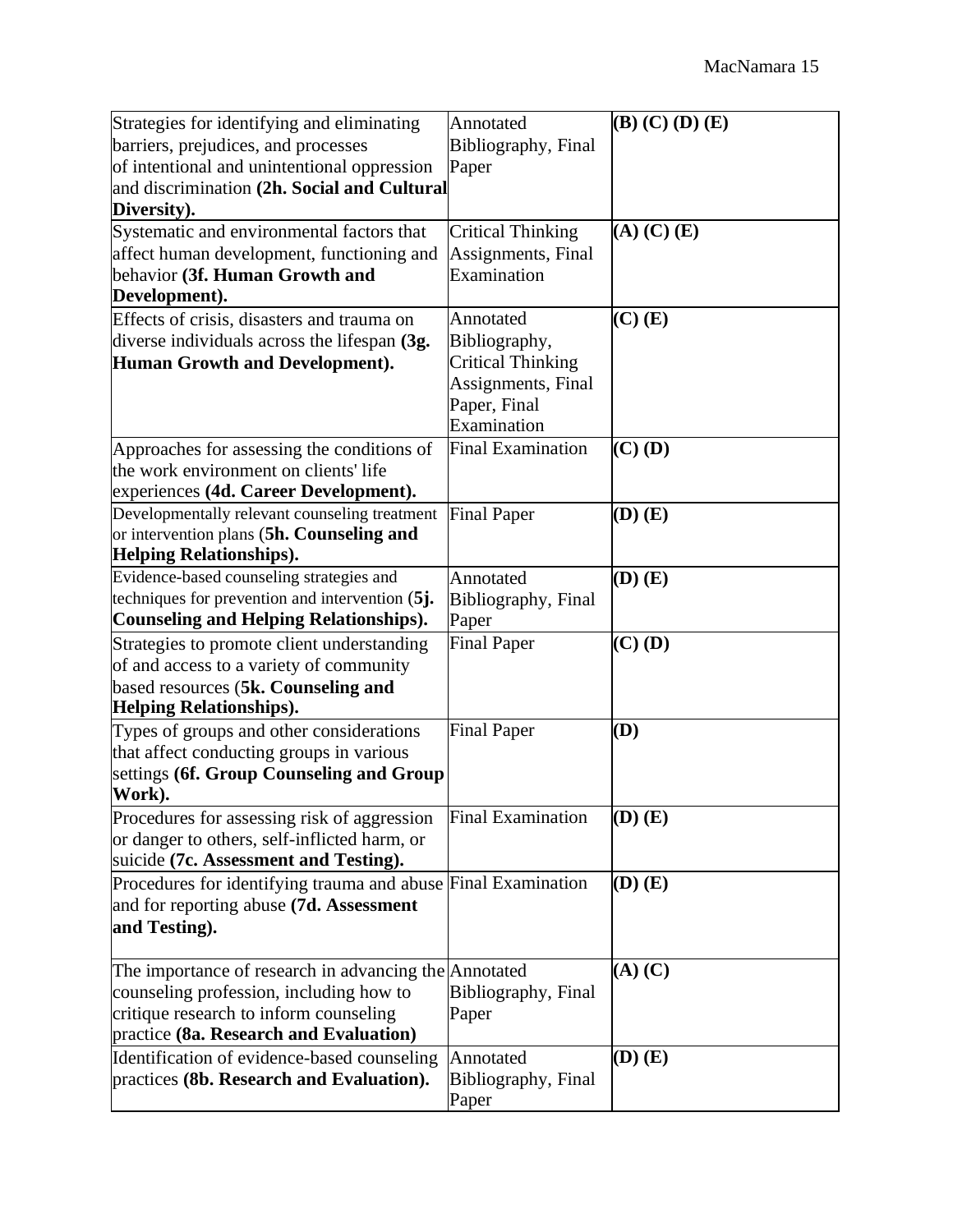| | | |
|---|---|---|
| Strategies for identifying and eliminating barriers, prejudices, and processes of intentional and unintentional oppression and discrimination **(2h. Social and Cultural Diversity).** | Annotated Bibliography, Final Paper | **(B) (C) (D) (E)** |
| Systematic and environmental factors that affect human development, functioning and behavior **(3f. Human Growth and Development).** | Critical Thinking Assignments, Final Examination | **(A) (C) (E)** |
| Effects of crisis, disasters and trauma on diverse individuals across the lifespan **(3g. Human Growth and Development).** | Annotated Bibliography, Critical Thinking Assignments, Final Paper, Final Examination | **(C) (E)** |
| Approaches for assessing the conditions of the work environment on clients' life experiences **(4d. Career Development).** | Final Examination | **(C) (D)** |
| Developmentally relevant counseling treatment or intervention plans (**5h. Counseling and Helping Relationships).** | Final Paper | **(D) (E)** |
| Evidence-based counseling strategies and techniques for prevention and intervention (**5j. Counseling and Helping Relationships).** | Annotated Bibliography, Final Paper | **(D) (E)** |
| Strategies to promote client understanding of and access to a variety of community based resources (**5k. Counseling and Helping Relationships).** | Final Paper | **(C) (D)** |
| Types of groups and other considerations that affect conducting groups in various settings **(6f. Group Counseling and Group Work).** | Final Paper | **(D)** |
| Procedures for assessing risk of aggression or danger to others, self-inflicted harm, or suicide **(7c. Assessment and Testing).** | Final Examination | **(D) (E)** |
| Procedures for identifying trauma and abuse and for reporting abuse **(7d. Assessment and Testing).** | Final Examination | **(D) (E)** |
| The importance of research in advancing the counseling profession, including how to critique research to inform counseling practice **(8a. Research and Evaluation)** | Annotated Bibliography, Final Paper | **(A) (C)** |
| Identification of evidence-based counseling practices **(8b. Research and Evaluation).** | Annotated Bibliography, Final Paper | **(D) (E)** |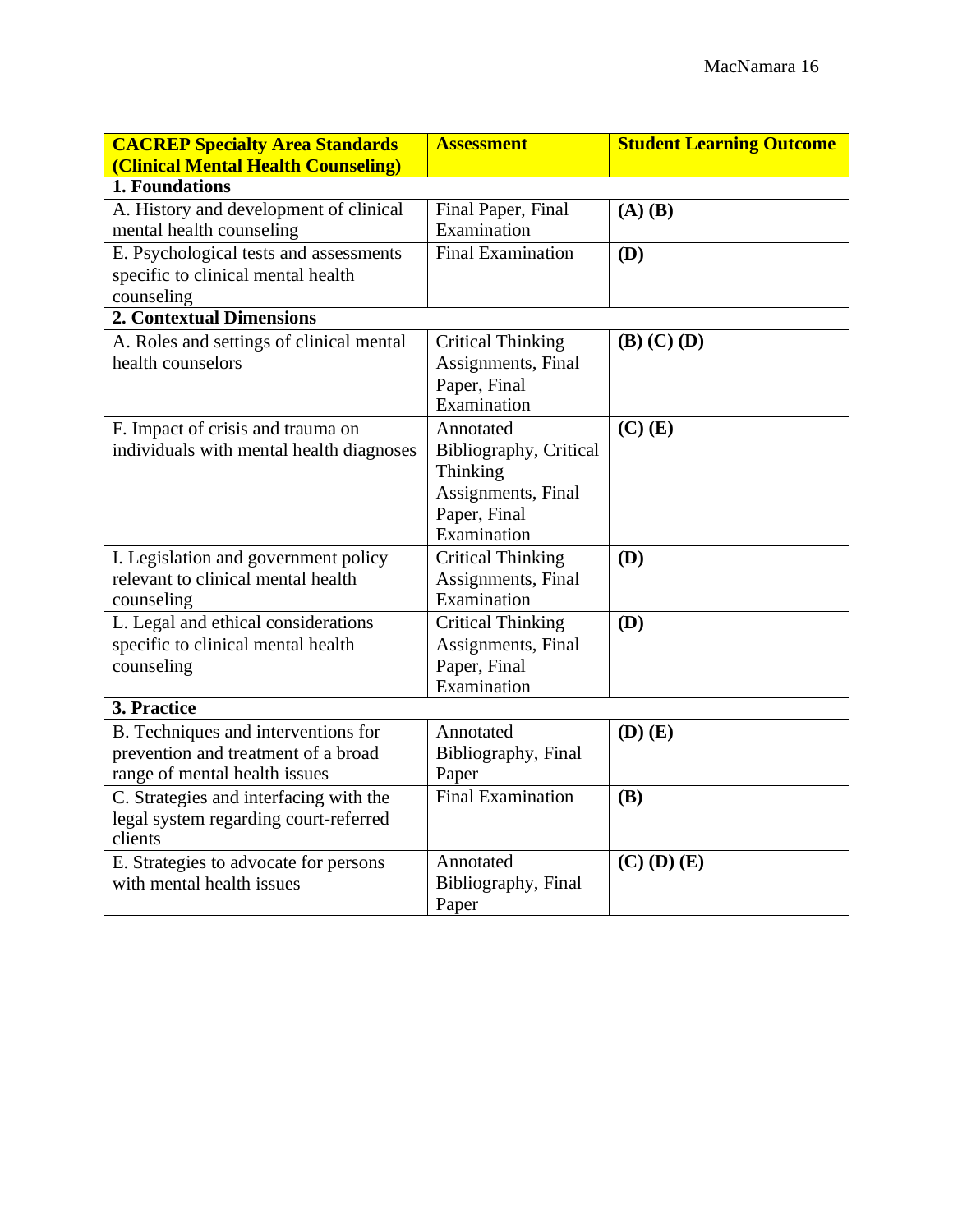| **CACREP Specialty Area Standards (Clinical Mental Health Counseling)** | **Assessment** | **Student Learning Outcome** |
|---|---|---|
| **1. Foundations** | | |
| A. History and development of clinical mental health counseling | Final Paper, Final Examination | **(A) (B)** |
| E. Psychological tests and assessments specific to clinical mental health counseling | Final Examination | **(D)** |
| **2. Contextual Dimensions** | | |
| A. Roles and settings of clinical mental health counselors | Critical Thinking Assignments, Final Paper, Final Examination | **(B) (C) (D)** |
| F. Impact of crisis and trauma on individuals with mental health diagnoses | Annotated Bibliography, Critical Thinking Assignments, Final Paper, Final Examination | **(C) (E)** |
| I. Legislation and government policy relevant to clinical mental health counseling | Critical Thinking Assignments, Final Examination | **(D)** |
| L. Legal and ethical considerations specific to clinical mental health counseling | Critical Thinking Assignments, Final Paper, Final Examination | **(D)** |
| **3. Practice** | | |
| B. Techniques and interventions for prevention and treatment of a broad range of mental health issues | Annotated Bibliography, Final Paper | **(D) (E)** |
| C. Strategies and interfacing with the legal system regarding court-referred clients | Final Examination | **(B)** |
| E. Strategies to advocate for persons with mental health issues | Annotated Bibliography, Final Paper | **(C) (D) (E)** |